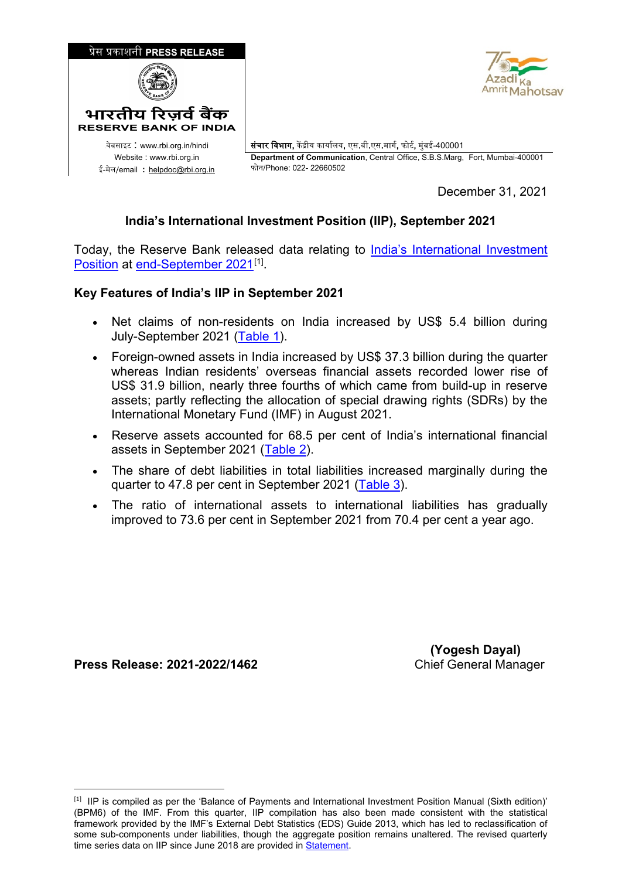प्रेस प्रकाशनी **PRESS RELEASE**

भारतीय रिज़र्व बैंक
**RESERVE BANK OF INDIA**

वेबसाइट : www.rbi.org.in/hindi
Website : www.rbi.org.in
ई-मेल/email : helpdoc@rbi.org.in

**संचार विभाग,** केंद्रीय कार्यालय, एस.बी.एस.मार्ग, फोर्ट, मुंबई-400001
**Department of Communication**, Central Office, S.B.S.Marg, Fort, Mumbai-400001
फोन/Phone: 022- 22660502

December 31, 2021

## India's International Investment Position (IIP), September 2021

Today, the Reserve Bank released data relating to India's International Investment Position at end-September 2021[1].

### Key Features of India's IIP in September 2021

- Net claims of non-residents on India increased by US$ 5.4 billion during July-September 2021 (Table 1).
- Foreign-owned assets in India increased by US$ 37.3 billion during the quarter whereas Indian residents' overseas financial assets recorded lower rise of US$ 31.9 billion, nearly three fourths of which came from build-up in reserve assets; partly reflecting the allocation of special drawing rights (SDRs) by the International Monetary Fund (IMF) in August 2021.
- Reserve assets accounted for 68.5 per cent of India's international financial assets in September 2021 (Table 2).
- The share of debt liabilities in total liabilities increased marginally during the quarter to 47.8 per cent in September 2021 (Table 3).
- The ratio of international assets to international liabilities has gradually improved to 73.6 per cent in September 2021 from 70.4 per cent a year ago.

**Press Release: 2021-2022/1462**

**(Yogesh Dayal)**
Chief General Manager

---

[1] IIP is compiled as per the 'Balance of Payments and International Investment Position Manual (Sixth edition)' (BPM6) of the IMF. From this quarter, IIP compilation has also been made consistent with the statistical framework provided by the IMF's External Debt Statistics (EDS) Guide 2013, which has led to reclassification of some sub-components under liabilities, though the aggregate position remains unaltered. The revised quarterly time series data on IIP since June 2018 are provided in Statement.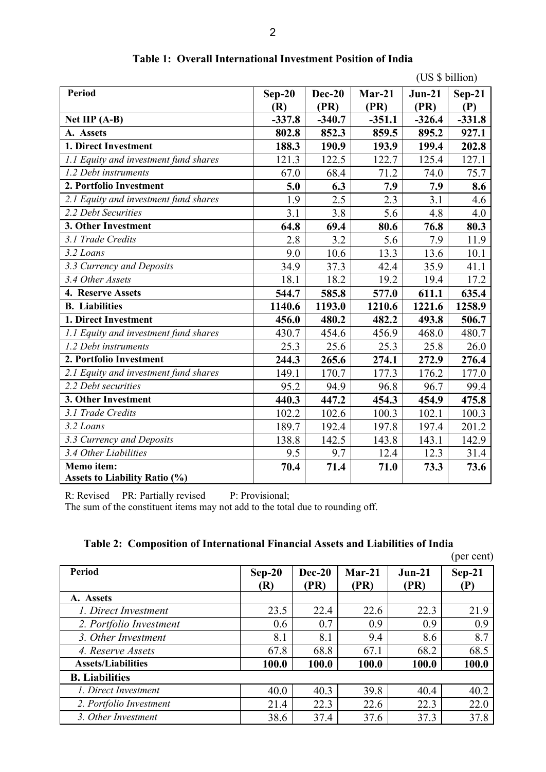**Table 1: Overall International Investment Position of India**

(US $ billion)

| Period | Sep-20 (R) | Dec-20 (PR) | Mar-21 (PR) | Jun-21 (PR) | Sep-21 (P) |
|---|---|---|---|---|---|
| **Net IIP (A-B)** | **-337.8** | **-340.7** | **-351.1** | **-326.4** | **-331.8** |
| **A. Assets** | **802.8** | **852.3** | **859.5** | **895.2** | **927.1** |
| **1. Direct Investment** | **188.3** | **190.9** | **193.9** | **199.4** | **202.8** |
| *1.1 Equity and investment fund shares* | 121.3 | 122.5 | 122.7 | 125.4 | 127.1 |
| *1.2 Debt instruments* | 67.0 | 68.4 | 71.2 | 74.0 | 75.7 |
| **2. Portfolio Investment** | **5.0** | **6.3** | **7.9** | **7.9** | **8.6** |
| *2.1 Equity and investment fund shares* | 1.9 | 2.5 | 2.3 | 3.1 | 4.6 |
| *2.2 Debt Securities* | 3.1 | 3.8 | 5.6 | 4.8 | 4.0 |
| **3. Other Investment** | **64.8** | **69.4** | **80.6** | **76.8** | **80.3** |
| *3.1 Trade Credits* | 2.8 | 3.2 | 5.6 | 7.9 | 11.9 |
| *3.2 Loans* | 9.0 | 10.6 | 13.3 | 13.6 | 10.1 |
| *3.3 Currency and Deposits* | 34.9 | 37.3 | 42.4 | 35.9 | 41.1 |
| *3.4 Other Assets* | 18.1 | 18.2 | 19.2 | 19.4 | 17.2 |
| **4. Reserve Assets** | **544.7** | **585.8** | **577.0** | **611.1** | **635.4** |
| **B. Liabilities** | **1140.6** | **1193.0** | **1210.6** | **1221.6** | **1258.9** |
| **1. Direct Investment** | **456.0** | **480.2** | **482.2** | **493.8** | **506.7** |
| *1.1 Equity and investment fund shares* | 430.7 | 454.6 | 456.9 | 468.0 | 480.7 |
| *1.2 Debt instruments* | 25.3 | 25.6 | 25.3 | 25.8 | 26.0 |
| **2. Portfolio Investment** | **244.3** | **265.6** | **274.1** | **272.9** | **276.4** |
| *2.1 Equity and investment fund shares* | 149.1 | 170.7 | 177.3 | 176.2 | 177.0 |
| *2.2 Debt securities* | 95.2 | 94.9 | 96.8 | 96.7 | 99.4 |
| **3. Other Investment** | **440.3** | **447.2** | **454.3** | **454.9** | **475.8** |
| *3.1 Trade Credits* | 102.2 | 102.6 | 100.3 | 102.1 | 100.3 |
| *3.2 Loans* | 189.7 | 192.4 | 197.8 | 197.4 | 201.2 |
| *3.3 Currency and Deposits* | 138.8 | 142.5 | 143.8 | 143.1 | 142.9 |
| *3.4 Other Liabilities* | 9.5 | 9.7 | 12.4 | 12.3 | 31.4 |
| **Memo item: Assets to Liability Ratio (%)** | **70.4** | **71.4** | **71.0** | **73.3** | **73.6** |

R: Revised PR: Partially revised P: Provisional;
The sum of the constituent items may not add to the total due to rounding off.

**Table 2: Composition of International Financial Assets and Liabilities of India**

(per cent)

| Period | Sep-20 (R) | Dec-20 (PR) | Mar-21 (PR) | Jun-21 (PR) | Sep-21 (P) |
|---|---|---|---|---|---|
| **A. Assets** | | | | | |
| *1. Direct Investment* | 23.5 | 22.4 | 22.6 | 22.3 | 21.9 |
| *2. Portfolio Investment* | 0.6 | 0.7 | 0.9 | 0.9 | 0.9 |
| *3. Other Investment* | 8.1 | 8.1 | 9.4 | 8.6 | 8.7 |
| *4. Reserve Assets* | 67.8 | 68.8 | 67.1 | 68.2 | 68.5 |
| **Assets/Liabilities** | **100.0** | **100.0** | **100.0** | **100.0** | **100.0** |
| **B. Liabilities** | | | | | |
| *1. Direct Investment* | 40.0 | 40.3 | 39.8 | 40.4 | 40.2 |
| *2. Portfolio Investment* | 21.4 | 22.3 | 22.6 | 22.3 | 22.0 |
| *3. Other Investment* | 38.6 | 37.4 | 37.6 | 37.3 | 37.8 |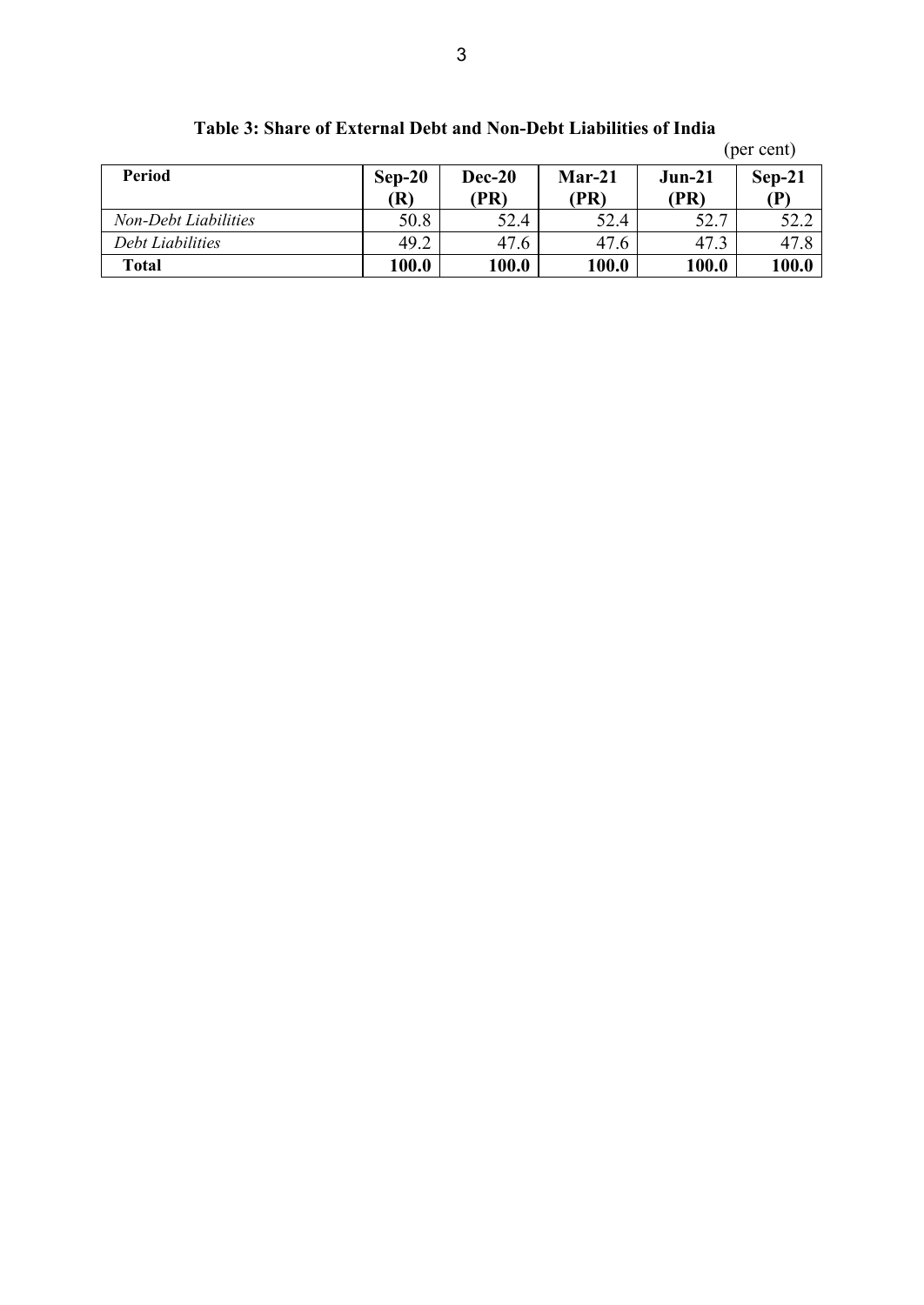**Table 3: Share of External Debt and Non-Debt Liabilities of India**

(per cent)

| Period | Sep-20 (R) | Dec-20 (PR) | Mar-21 (PR) | Jun-21 (PR) | Sep-21 (P) |
|---|---|---|---|---|---|
| *Non-Debt Liabilities* | 50.8 | 52.4 | 52.4 | 52.7 | 52.2 |
| *Debt Liabilities* | 49.2 | 47.6 | 47.6 | 47.3 | 47.8 |
| **Total** | **100.0** | **100.0** | **100.0** | **100.0** | **100.0** |